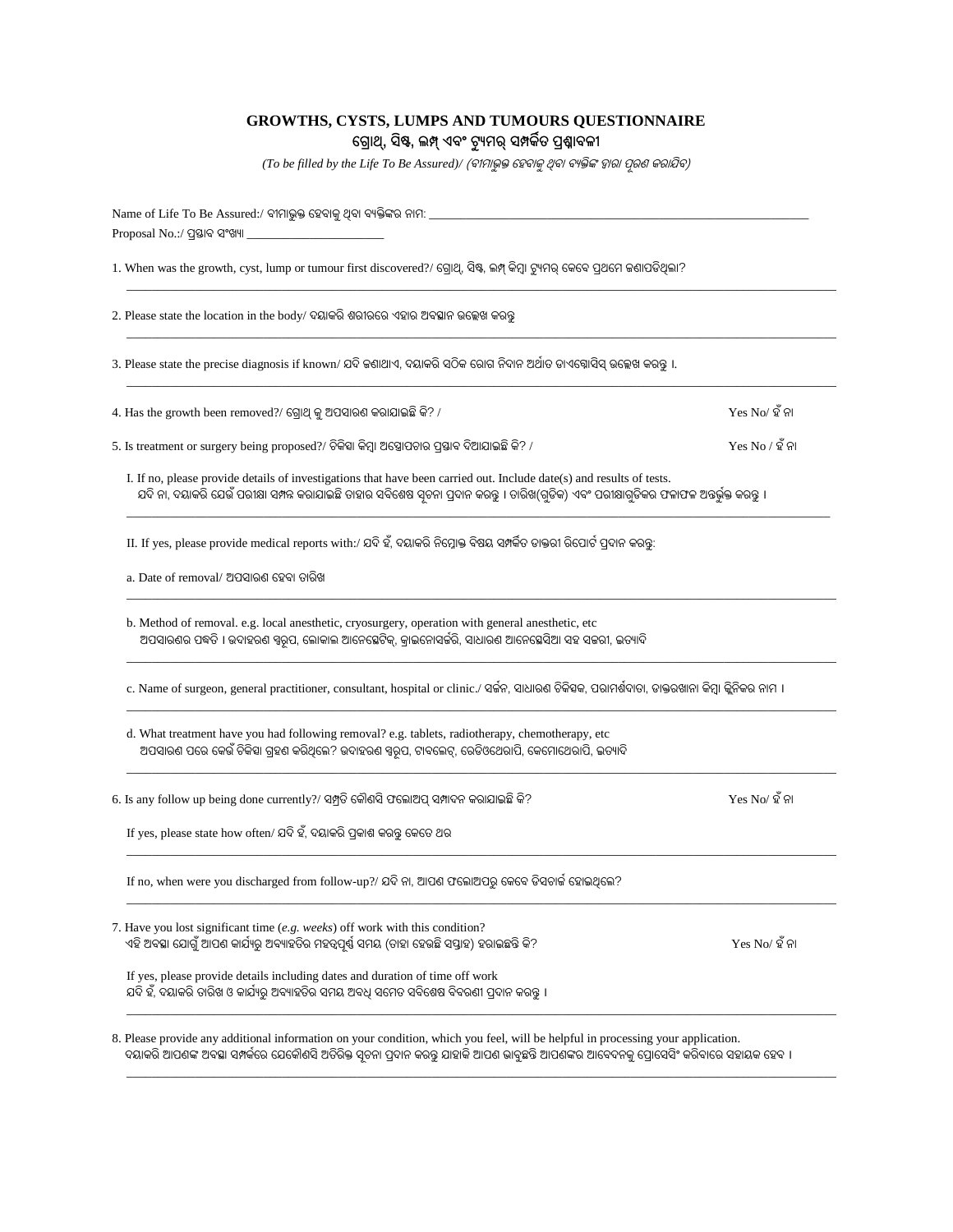# GROWTHS, CYSTS, LUMPS AND TUMOURS QUESTIONNAIRE

## ଗ୍ରୋଥ୍, ସିଷ୍ଟ, ଲମ୍ପ୍ ଏବଂ ଟ୍ୟୁମର୍ ସମ୍ପର୍କିତ ପ୍ରଶ୍ନାବଳୀ

*(To be filled by the Life To Be Assured)/ (ବୀମାଭୁକ୍ତ ହେବାକୁ ଥିବା ବ୍ୟକ୍ତିଙ୍କ ଦ୍ୱାରା ପୂରଣ କରାଯିବ)*

Name of Life To Be Assured:/ ବୀମାଭୁକ୍ତ ହେବାକୁ ଥିବା ବ୍ୟକ୍ତିଙ୍କର ନାମ: ____________________

Proposal No.:/ ପ୍ରସ୍ତାବ ସଂଖ୍ୟା ____________________

1. When was the growth, cyst, lump or tumour first discovered?/ ଗ୍ରୋଥ୍, ସିଷ୍ଟ, ଲମ୍ପ୍ କିମ୍ବା ଟ୍ୟୁମର୍ କେବେ ପ୍ରଥମେ ଜଣାପଡିଥିଲା?

____________________

2. Please state the location in the body/ ଦୟାକରି ଶରୀରରେ ଏହାର ଅବସ୍ଥାନ ଉଲ୍ଲେଖ କରନ୍ତୁ

____________________

3. Please state the precise diagnosis if known/ ଯଦି ଜଣାଥାଏ, ଦୟାକରି ସଠିକ ରୋଗ ନିଦାନ ଅର୍ଥାତ ଡାଏଗ୍ନୋସିସ୍ ଉଲ୍ଲେଖ କରନ୍ତୁ ।.

____________________

4. Has the growth been removed?/ ଗ୍ରୋଥ୍ କୁ ଅପସାରଣ କରାଯାଇଛି କି? / Yes No/ ହଁ ନା

5. Is treatment or surgery being proposed?/ ଚିକିତ୍ସା କିମ୍ବା ଅସ୍ତ୍ରୋପଚାର ପ୍ରସ୍ତାବ ଦିଆଯାଇଛି କି? / Yes No / ହଁ ନା

   I. If no, please provide details of investigations that have been carried out. Include date(s) and results of tests.
   ଯଦି ନା, ଦୟାକରି ଯେଉଁ ପରୀକ୍ଷା ସମ୍ପନ୍ନ କରାଯାଇଛି ତାହାର ସବିଶେଷ ସୂଚନା ପ୍ରଦାନ କରନ୍ତୁ । ତାରିଖ(ଗୁଡିକ) ଏବଂ ପରୀକ୍ଷାଗୁଡିକର ଫଳାଫଳ ଅନ୍ତର୍ଭୁକ୍ତ କରନ୍ତୁ ।

   ____________________

   II. If yes, please provide medical reports with:/ ଯଦି ହଁ, ଦୟାକରି ନିମ୍ନୋକ୍ତ ବିଷୟ ସମ୍ପର୍କିତ ଡାକ୍ତରୀ ରିପୋର୍ଟ ପ୍ରଦାନ କରନ୍ତୁ:

   a. Date of removal/ ଅପସାରଣ ହେବା ତାରିଖ

   ____________________

   b. Method of removal. e.g. local anesthetic, cryosurgery, operation with general anesthetic, etc
   ଅପସାରଣର ପଦ୍ଧତି । ଉଦାହରଣ ସ୍ୱରୂପ, ଲୋକାଲ ଆନେସ୍ଥେଟିକ୍, କ୍ରାଇନୋସର୍ଜରି, ସାଧାରଣ ଆନେସ୍ଥେସିଆ ସହ ସର୍ଜରୀ, ଇତ୍ୟାଦି

   ____________________

   c. Name of surgeon, general practitioner, consultant, hospital or clinic./ ସର୍ଜନ, ସାଧାରଣ ଚିକିତ୍ସକ, ପରାମର୍ଶଦାତା, ଡାକ୍ତରଖାନା କିମ୍ବା କ୍ଲିନିକର ନାମ ।

   ____________________

   d. What treatment have you had following removal? e.g. tablets, radiotherapy, chemotherapy, etc
   ଅପସାରଣ ପରେ କେଉଁ ଚିକିତ୍ସା ଗ୍ରହଣ କରିଥିଲେ? ଉଦାହରଣ ସ୍ୱରୂପ, ଟାବଲେଟ୍, ରେଡିଓଥେରାପି, କେମୋଥେରାପି, ଇତ୍ୟାଦି

   ____________________

6. Is any follow up being done currently?/ ସମ୍ପ୍ରତି କୌଣସି ଫଲୋଅପ୍ ସମ୍ପାଦନ କରାଯାଉଛି କି? Yes No/ ହଁ ନା

   If yes, please state how often/ ଯଦି ହଁ, ଦୟାକରି ପ୍ରକାଶ କରନ୍ତୁ କେତେ ଥର

   ____________________

   If no, when were you discharged from follow-up?/ ଯଦି ନା, ଆପଣ ଫଲୋଅପରୁ କେବେ ଡିସଚାର୍ଜ ହୋଇଥିଲେ?

   ____________________

7. Have you lost significant time (*e.g. weeks*) off work with this condition?
   ଏହି ଅବସ୍ଥା ଯୋଗୁଁ ଆପଣ କାର୍ଯ୍ୟରୁ ଅବ୍ୟାହତିର ମହତ୍ୱପୂର୍ଣ୍ଣ ସମୟ (ତାହା ହେଉଛି ସପ୍ତାହ) ହରାଇଛନ୍ତି କି? Yes No/ ହଁ ନା

   If yes, please provide details including dates and duration of time off work
   ଯଦି ହଁ, ଦୟାକରି ତାରିଖ ଓ କାର୍ଯ୍ୟରୁ ଅବ୍ୟାହତିର ସମୟ ଅବଧି ସମେତ ସବିଶେଷ ବିବରଣୀ ପ୍ରଦାନ କରନ୍ତୁ ।

   ____________________

8. Please provide any additional information on your condition, which you feel, will be helpful in processing your application.
   ଦୟାକରି ଆପଣଙ୍କ ଅବସ୍ଥା ସମ୍ପର୍କରେ ଯେକୌଣସି ଅତିରିକ୍ତ ସୂଚନା ପ୍ରଦାନ କରନ୍ତୁ ଯାହାକି ଆପଣ ଭାବୁଛନ୍ତି ଆପଣଙ୍କର ଆବେଦନକୁ ପ୍ରୋସେସିଂ କରିବାରେ ସହାୟକ ହେବ ।

   ____________________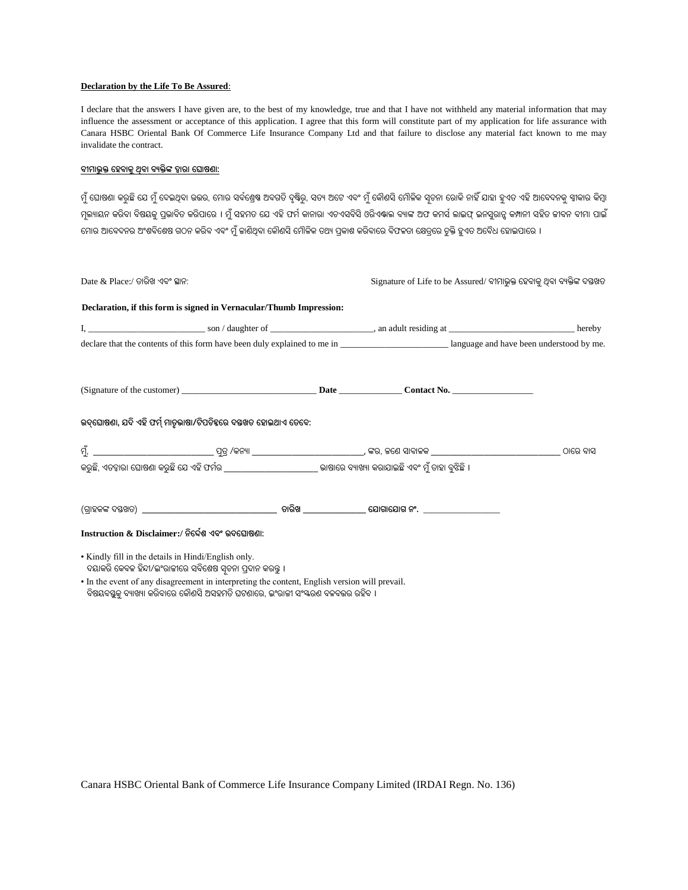**Declaration by the Life To Be Assured**:

I declare that the answers I have given are, to the best of my knowledge, true and that I have not withheld any material information that may influence the assessment or acceptance of this application. I agree that this form will constitute part of my application for life assurance with Canara HSBC Oriental Bank Of Commerce Life Insurance Company Ltd and that failure to disclose any material fact known to me may invalidate the contract.

**ବୀମାଭୁକ୍ତ ହେବାକୁ ଥିବା ବ୍ୟକ୍ତିଙ୍କ ଦ୍ୱାରା ଘୋଷଣା:**

ମୁଁ ଘୋଷଣା କରୁଛି ଯେ ମୁଁ ଦେଇଥିବା ଉତ୍ତର, ମୋର ସର୍ବଶ୍ରେଷ୍ଠ ଅବଗତି ଦୃଷ୍ଟିରୁ, ସତ୍ୟ ଅଟେ ଏବଂ ମୁଁ କୌଣସି ମୌଳିକ ସୂଚନା ରୋକି ନାହିଁ ଯାହା ହୁଏତ ଏହି ଆବେଦନକୁ ସ୍ୱୀକାର କିମ୍ବା ମୂଲ୍ୟାୟନ କରିବା ବିଷୟକୁ ପ୍ରଭାବିତ କରିପାରେ । ମୁଁ ସହମତ ଯେ ଏହି ଫର୍ମ କାନାରା ଏଚଏସବିସି ଓରିଏଣ୍ଟାଲ ବ୍ୟାଙ୍କ ଅଫ କମର୍ସ ଲାଇଫ୍ ଇନସୁରାନ୍ସ କମ୍ପାନୀ ସହିତ ଜୀବନ ବୀମା ପାଇଁ ମୋର ଆବେଦନର ଅଂଶବିଶେଷ ଗଠନ କରିବ ଏବଂ ମୁଁ ଜାଣିଥିବା କୌଣସି ମୌଳିକ ତଥ୍ୟ ପ୍ରକାଶ କରିବାରେ ବିଫଳତା କ୍ଷେତ୍ରରେ ଚୁକ୍ତି ହୁଏତ ଅବୈଧ ହୋଇପାରେ ।

Date & Place:/ ତାରିଖ ଏବଂ ସ୍ଥାନ: Signature of Life to be Assured/ ବୀମାଭୁକ୍ତ ହେବାକୁ ଥିବା ବ୍ୟକ୍ତିଙ୍କ ଦସ୍ତଖତ

**Declaration, if this form is signed in Vernacular/Thumb Impression:**

I, _________________________ son / daughter of ______________________, an adult residing at ___________________________ hereby declare that the contents of this form have been duly explained to me in _______________________ language and have been understood by me.

(Signature of the customer) _____________________________ **Date** _____________ **Contact No.** _________________

**ଉଦ୍‌ଘୋଷଣା, ଯଦି ଏହି ଫର୍ମ୍ ମାତୃଭାଷା/ଟିପଚିହ୍ନରେ ଦସ୍ତଖତ ହୋଇଥାଏ ତେବେ:**

ମୁଁ, __________________________ ପୁତ୍ର /କନ୍ୟା ________________________, ଙ୍କର, ଜଣେ ସାବାଳକ ____________________________ ଠାରେ ବାସ କରୁଛି, ଏତଦ୍ୱାରା ଘୋଷଣା କରୁଛି ଯେ ଏହି ଫର୍ମର ____________________ ଭାଷାରେ ବ୍ୟାଖ୍ୟା କରାଯାଇଛି ଏବଂ ମୁଁ ତାହା ବୁଝିଛି ।

(ଗ୍ରାହକଙ୍କ ଦସ୍ତଖତ) _____________________________ ତାରିଖ _____________ ଯୋଗାଯୋଗ ନଂ. _________________

**Instruction & Disclaimer:/ ନିର୍ଦ୍ଦେଶ ଏବଂ ଉଦଘୋଷଣା:**

- Kindly fill in the details in Hindi/English only.
  ଦୟାକରି କେବଳ ହିନ୍ଦୀ/ଇଂରାଜୀରେ ସବିଶେଷ ସୂଚନା ପ୍ରଦାନ କରନ୍ତୁ ।
- In the event of any disagreement in interpreting the content, English version will prevail.
  ବିଷୟବସ୍ତୁକୁ ବ୍ୟାଖ୍ୟା କରିବାରେ କୌଣସି ଅସହମତି ଘଟଣାରେ, ଇଂରାଜୀ ସଂସ୍କରଣ ବଳବତ୍ତର ରହିବ ।

Canara HSBC Oriental Bank of Commerce Life Insurance Company Limited (IRDAI Regn. No. 136)